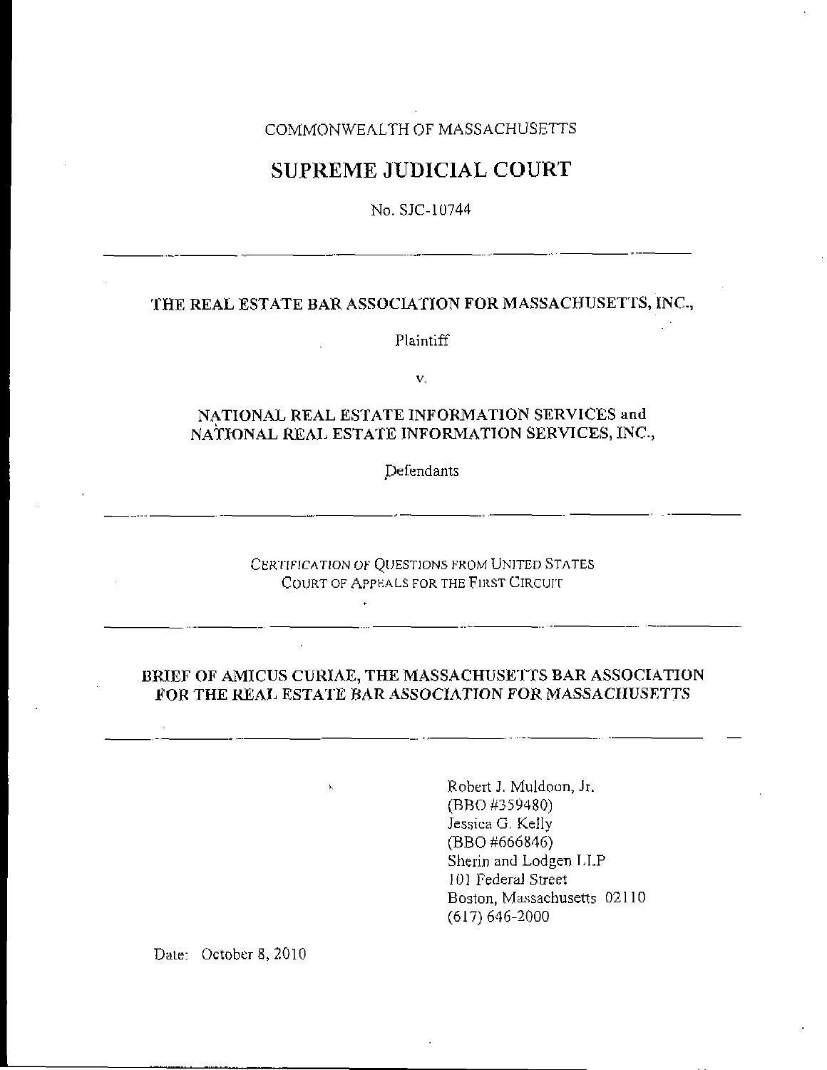COMMONWEALTH OF MASSACHUSETTS

# SUPREME JUDICIAL COURT

No. SJC-10744

---

**THE REAL ESTATE BAR ASSOCIATION FOR MASSACHUSETTS, INC.,**

Plaintiff

v.

**NATIONAL REAL ESTATE INFORMATION SERVICES and NATIONAL REAL ESTATE INFORMATION SERVICES, INC.,**

Defendants

---

CERTIFICATION OF QUESTIONS FROM UNITED STATES COURT OF APPEALS FOR THE FIRST CIRCUIT

---

**BRIEF OF AMICUS CURIAE, THE MASSACHUSETTS BAR ASSOCIATION FOR THE REAL ESTATE BAR ASSOCIATION FOR MASSACHUSETTS**

---

Robert J. Muldoon, Jr.
(BBO #359480)
Jessica G. Kelly
(BBO #666846)
Sherin and Lodgen LLP
101 Federal Street
Boston, Massachusetts 02110
(617) 646-2000

Date: October 8, 2010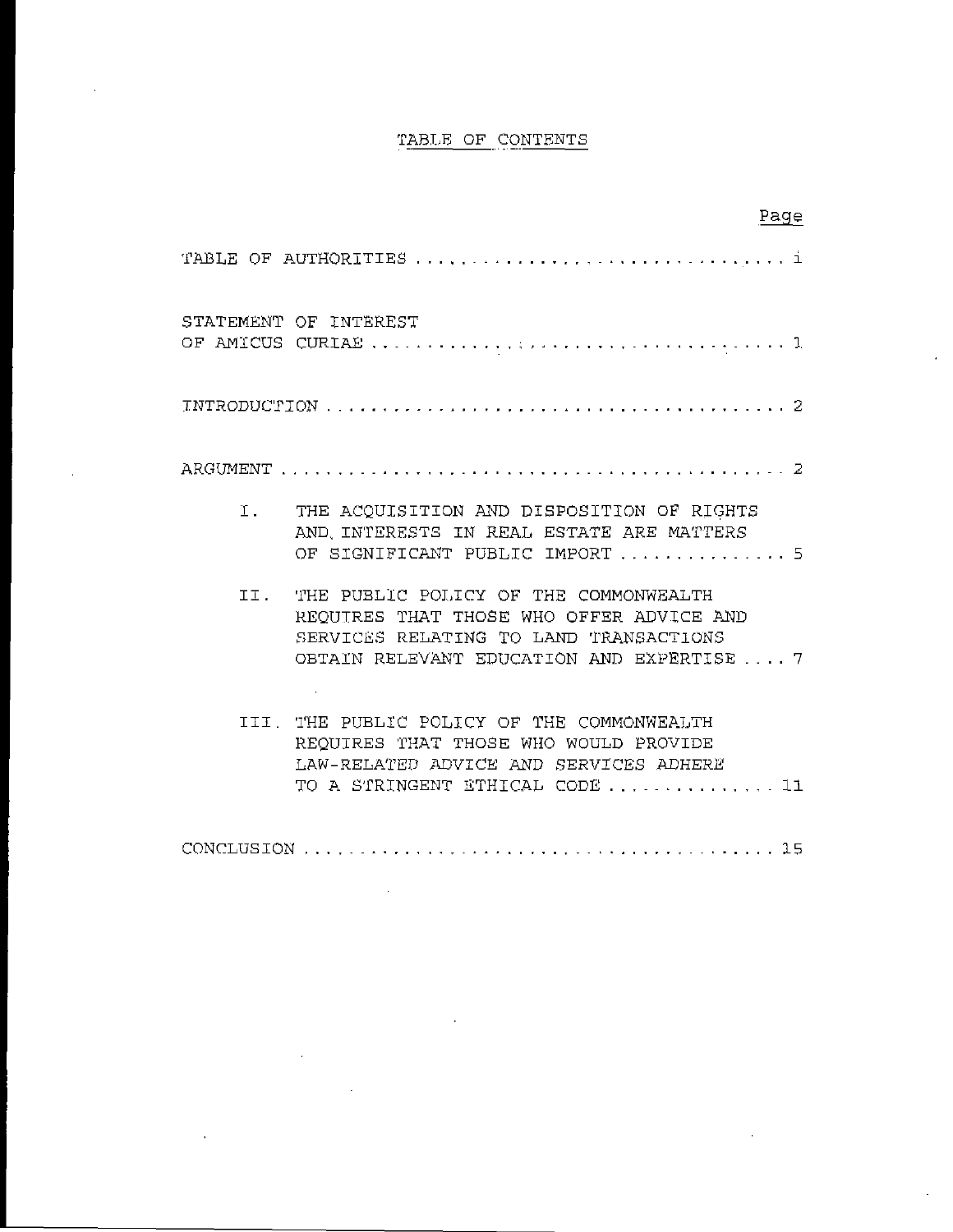# TABLE OF CONTENTS

| | Page |
|---|---|
| TABLE OF AUTHORITIES | i |
| STATEMENT OF INTEREST OF AMICUS CURIAE | 1 |
| INTRODUCTION | 2 |
| ARGUMENT | 2 |
| I. THE ACQUISITION AND DISPOSITION OF RIGHTS AND INTERESTS IN REAL ESTATE ARE MATTERS OF SIGNIFICANT PUBLIC IMPORT | 5 |
| II. THE PUBLIC POLICY OF THE COMMONWEALTH REQUIRES THAT THOSE WHO OFFER ADVICE AND SERVICES RELATING TO LAND TRANSACTIONS OBTAIN RELEVANT EDUCATION AND EXPERTISE | 7 |
| III. THE PUBLIC POLICY OF THE COMMONWEALTH REQUIRES THAT THOSE WHO WOULD PROVIDE LAW-RELATED ADVICE AND SERVICES ADHERE TO A STRINGENT ETHICAL CODE | 11 |
| CONCLUSION | 15 |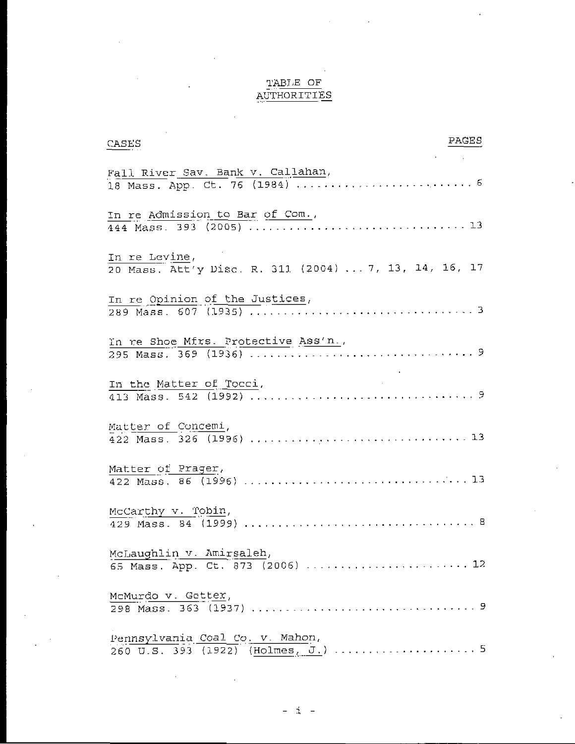# TABLE OF AUTHORITIES

| CASES | PAGES |
|---|---|
| Fall River Sav. Bank v. Callahan, 18 Mass. App. Ct. 76 (1984) | 6 |
| In re Admission to Bar of Com., 444 Mass. 393 (2005) | 13 |
| In re Levine, 20 Mass. Att'y Disc. R. 311 (2004) | 7, 13, 14, 16, 17 |
| In re Opinion of the Justices, 289 Mass. 607 (1935) | 3 |
| In re Shoe Mfrs. Protective Ass'n., 295 Mass. 369 (1936) | 9 |
| In the Matter of Tocci, 413 Mass. 542 (1992) | 9 |
| Matter of Concemi, 422 Mass. 326 (1996) | 13 |
| Matter of Prager, 422 Mass. 86 (1996) | 13 |
| McCarthy v. Tobin, 429 Mass. 84 (1999) | 8 |
| McLaughlin v. Amirsaleh, 65 Mass. App. Ct. 873 (2006) | 12 |
| McMurdo v. Getter, 298 Mass. 363 (1937) | 9 |
| Pennsylvania Coal Co. v. Mahon, 260 U.S. 393 (1922) (Holmes, J.) | 5 |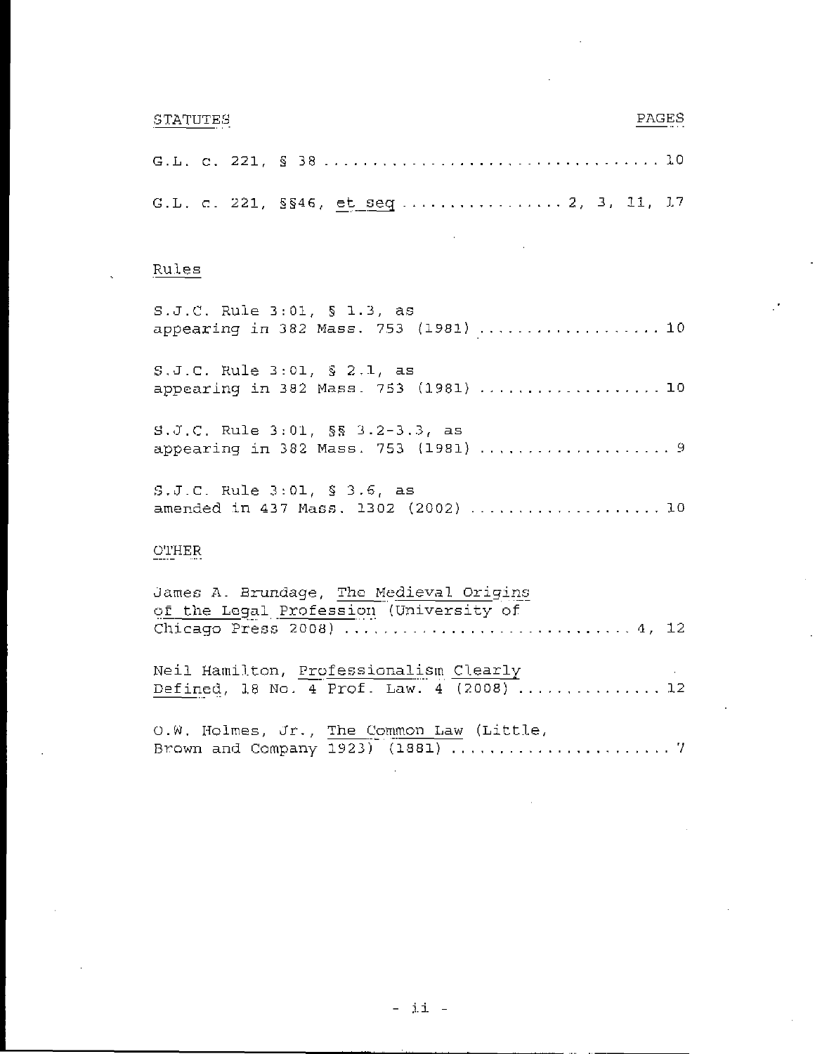STATUTES PAGES

G.L. c. 221, § 38 .................................. 10

G.L. c. 221, §§46, et seq ................ 2, 3, 11, 17

Rules

S.J.C. Rule 3:01, § 1.3, as appearing in 382 Mass. 753 (1981) .................. 10

S.J.C. Rule 3:01, § 2.1, as appearing in 382 Mass. 753 (1981) .................. 10

S.J.C. Rule 3:01, §§ 3.2-3.3, as appearing in 382 Mass. 753 (1981) ................... 9

S.J.C. Rule 3:01, § 3.6, as amended in 437 Mass. 1302 (2002) ................... 10

OTHER

James A. Brundage, The Medieval Origins of the Legal Profession (University of Chicago Press 2008) ............................ 4, 12

Neil Hamilton, Professionalism Clearly Defined, 18 No. 4 Prof. Law. 4 (2008) ............... 12

O.W. Holmes, Jr., The Common Law (Little, Brown and Company 1923) (1881) ....................... 7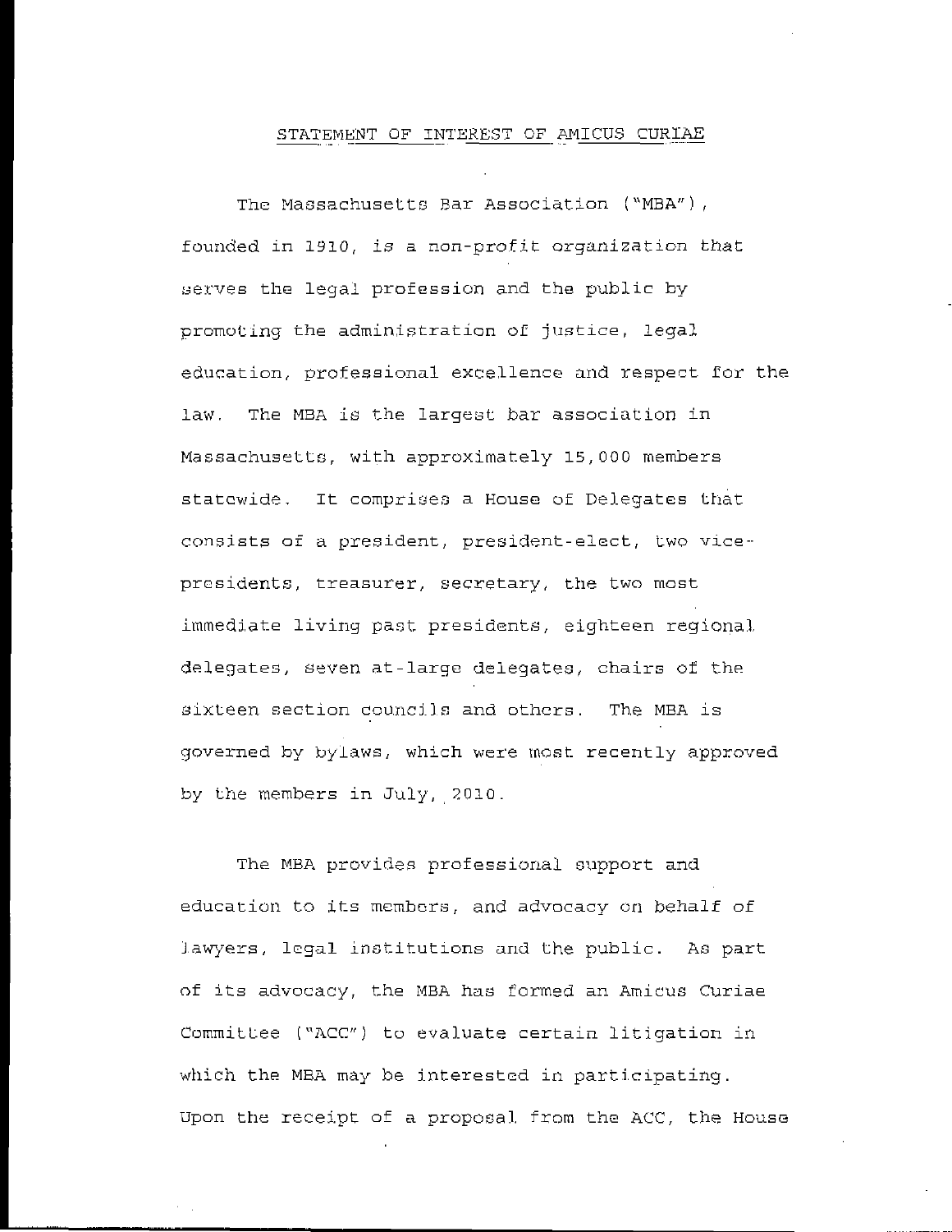## STATEMENT OF INTEREST OF AMICUS CURIAE

The Massachusetts Bar Association ("MBA"), founded in 1910, is a non-profit organization that serves the legal profession and the public by promoting the administration of justice, legal education, professional excellence and respect for the law. The MBA is the largest bar association in Massachusetts, with approximately 15,000 members statewide. It comprises a House of Delegates that consists of a president, president-elect, two vice-presidents, treasurer, secretary, the two most immediate living past presidents, eighteen regional delegates, seven at-large delegates, chairs of the sixteen section councils and others. The MBA is governed by bylaws, which were most recently approved by the members in July, 2010.

The MBA provides professional support and education to its members, and advocacy on behalf of lawyers, legal institutions and the public. As part of its advocacy, the MBA has formed an Amicus Curiae Committee ("ACC") to evaluate certain litigation in which the MBA may be interested in participating. Upon the receipt of a proposal from the ACC, the House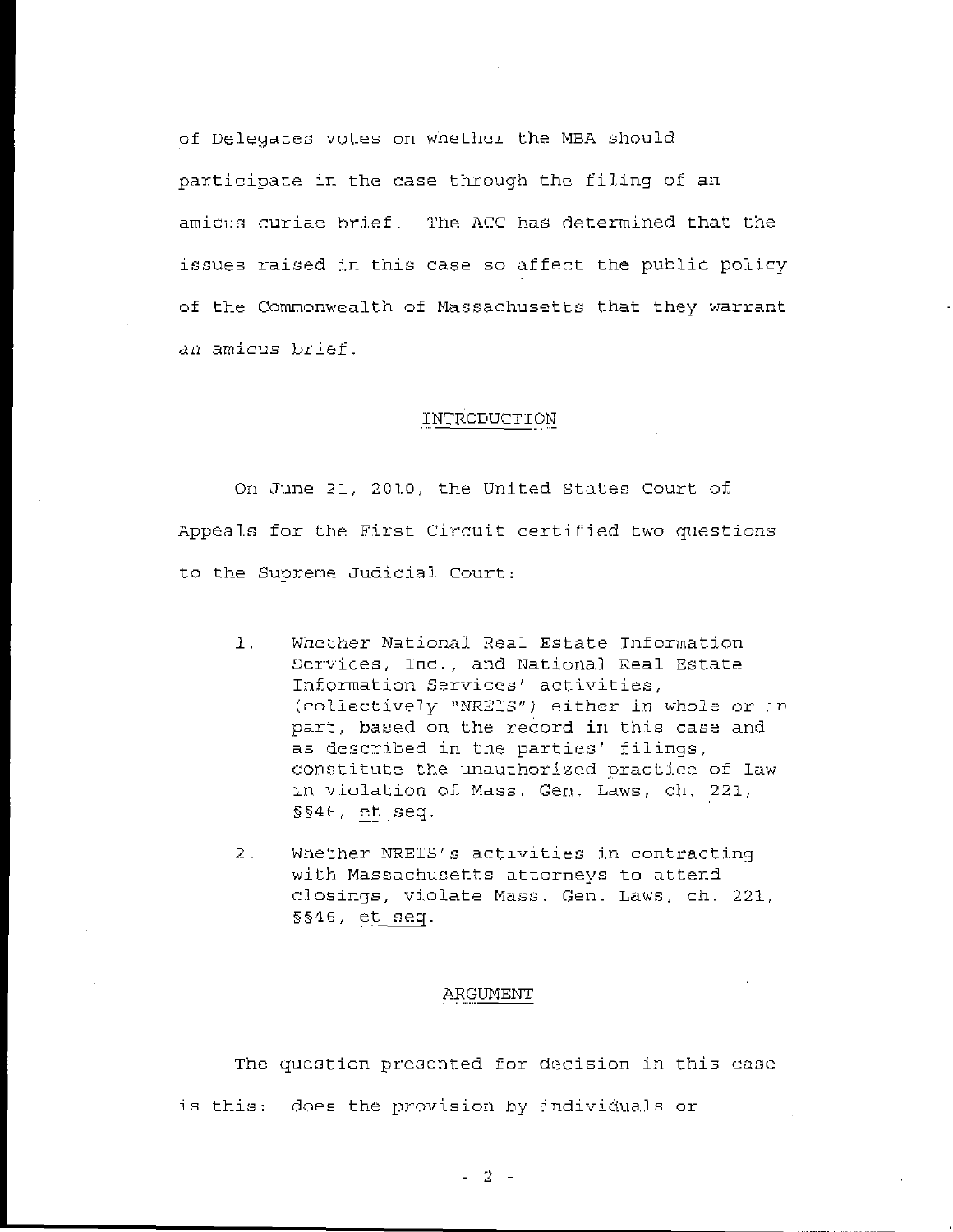of Delegates votes on whether the MBA should participate in the case through the filing of an amicus curiae brief. The ACC has determined that the issues raised in this case so affect the public policy of the Commonwealth of Massachusetts that they warrant an amicus brief.

## INTRODUCTION

On June 21, 2010, the United States Court of Appeals for the First Circuit certified two questions to the Supreme Judicial Court:

1. Whether National Real Estate Information Services, Inc., and National Real Estate Information Services' activities, (collectively "NREIS") either in whole or in part, based on the record in this case and as described in the parties' filings, constitute the unauthorized practice of law in violation of Mass. Gen. Laws, ch. 221, §§46, et seq.

2. Whether NREIS's activities in contracting with Massachusetts attorneys to attend closings, violate Mass. Gen. Laws, ch. 221, §§46, et seq.

## ARGUMENT

The question presented for decision in this case is this: does the provision by individuals or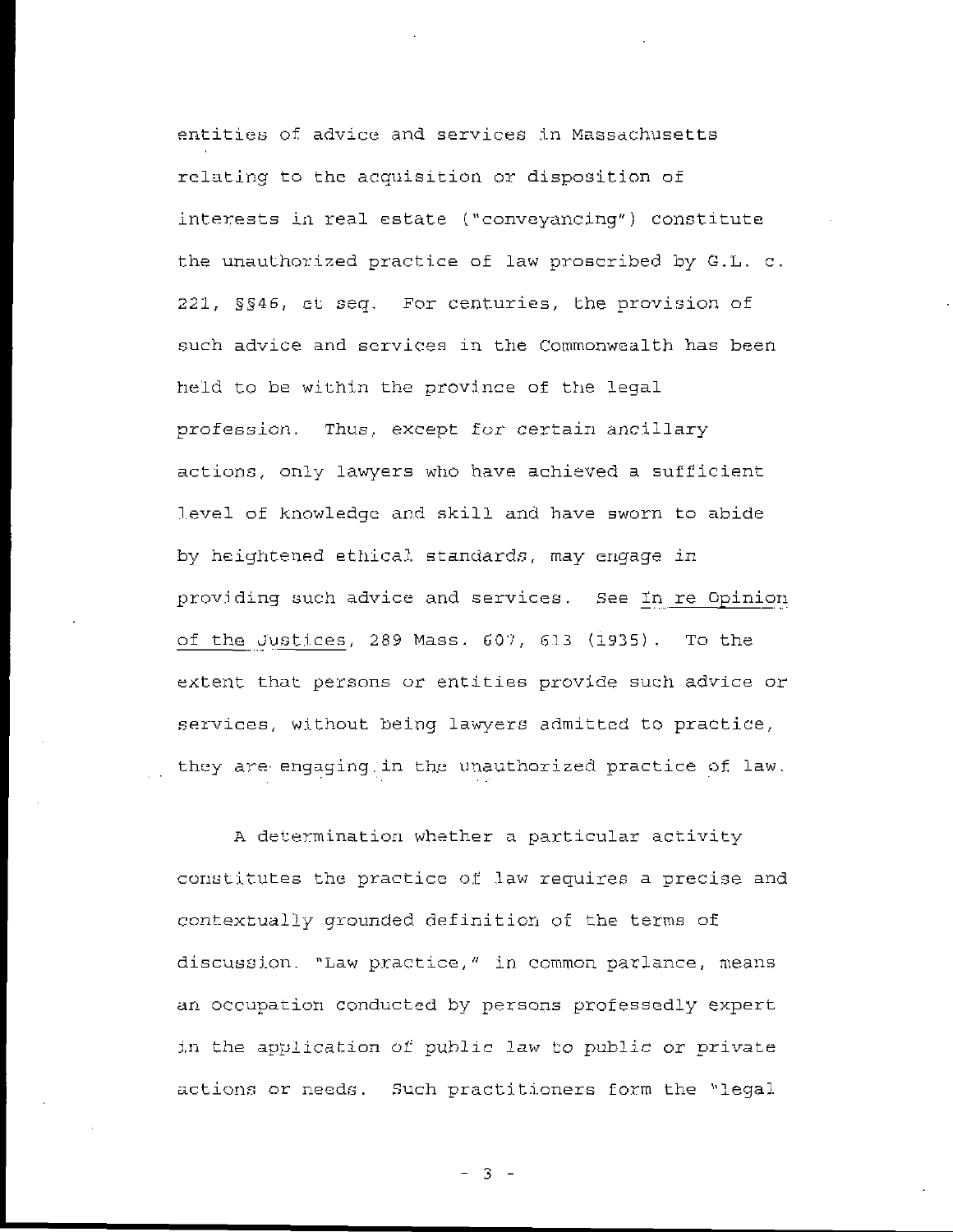entities of advice and services in Massachusetts relating to the acquisition or disposition of interests in real estate ("conveyancing") constitute the unauthorized practice of law proscribed by G.L. c. 221, §§46, et seq. For centuries, the provision of such advice and services in the Commonwealth has been held to be within the province of the legal profession. Thus, except for certain ancillary actions, only lawyers who have achieved a sufficient level of knowledge and skill and have sworn to abide by heightened ethical standards, may engage in providing such advice and services. See In re Opinion of the Justices, 289 Mass. 607, 613 (1935). To the extent that persons or entities provide such advice or services, without being lawyers admitted to practice, they are engaging in the unauthorized practice of law.

A determination whether a particular activity constitutes the practice of law requires a precise and contextually grounded definition of the terms of discussion. "Law practice," in common parlance, means an occupation conducted by persons professedly expert in the application of public law to public or private actions or needs. Such practitioners form the "legal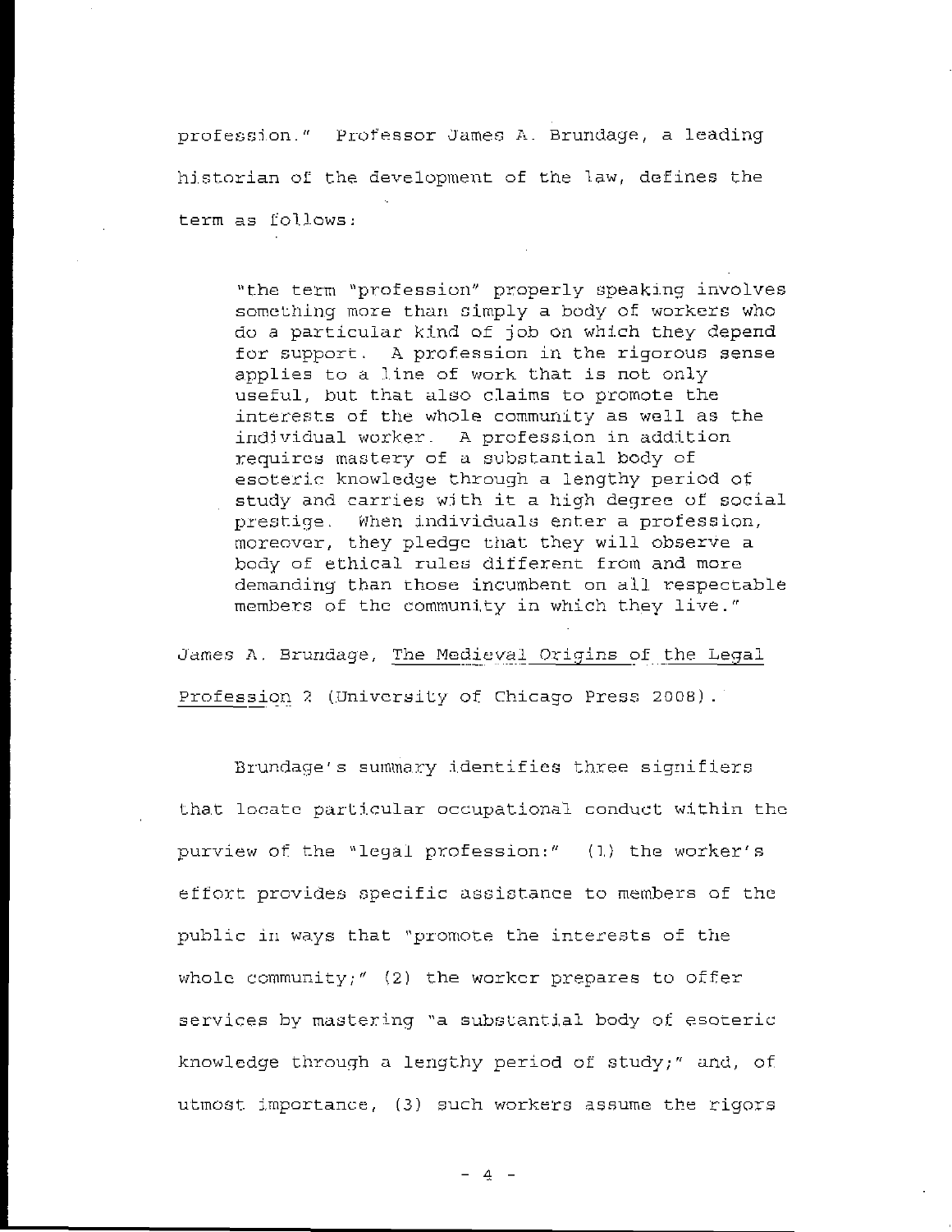profession." Professor James A. Brundage, a leading historian of the development of the law, defines the term as follows:

> "the term "profession" properly speaking involves something more than simply a body of workers who do a particular kind of job on which they depend for support. A profession in the rigorous sense applies to a line of work that is not only useful, but that also claims to promote the interests of the whole community as well as the individual worker. A profession in addition requires mastery of a substantial body of esoteric knowledge through a lengthy period of study and carries with it a high degree of social prestige. When individuals enter a profession, moreover, they pledge that they will observe a body of ethical rules different from and more demanding than those incumbent on all respectable members of the community in which they live."

James A. Brundage, The Medieval Origins of the Legal Profession 2 (University of Chicago Press 2008).

Brundage's summary identifies three signifiers that locate particular occupational conduct within the purview of the "legal profession:" (1) the worker's effort provides specific assistance to members of the public in ways that "promote the interests of the whole community;" (2) the worker prepares to offer services by mastering "a substantial body of esoteric knowledge through a lengthy period of study;" and, of utmost importance, (3) such workers assume the rigors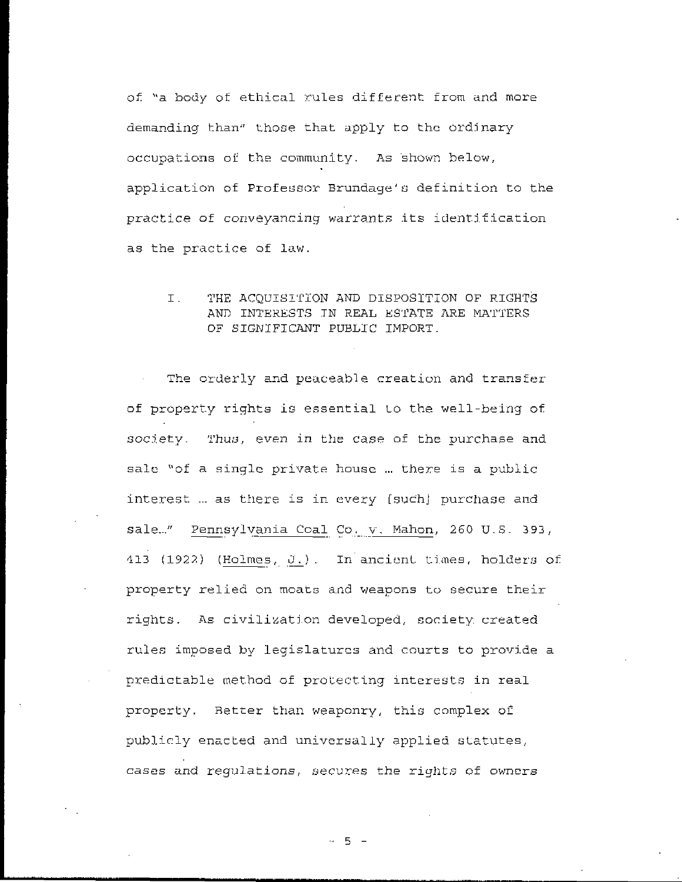of "a body of ethical rules different from and more demanding than" those that apply to the ordinary occupations of the community. As shown below, application of Professor Brundage's definition to the practice of conveyancing warrants its identification as the practice of law.

## I. THE ACQUISITION AND DISPOSITION OF RIGHTS AND INTERESTS IN REAL ESTATE ARE MATTERS OF SIGNIFICANT PUBLIC IMPORT.

The orderly and peaceable creation and transfer of property rights is essential to the well-being of society. *Thus, even in the case of the purchase and sale "of a single private house ... there is a public interest ... as there is in every [such] purchase and sale..."* Pennsylvania Coal Co. v. Mahon, 260 U.S. 393, 413 (1922) (Holmes, J.). In ancient times, holders of property relied on moats and weapons to secure their rights. As civilization developed, society created rules imposed by legislatures and courts to provide a predictable method of protecting interests in real property. Better than weaponry, this complex of publicly enacted and universally applied statutes, cases and regulations, secures the rights of owners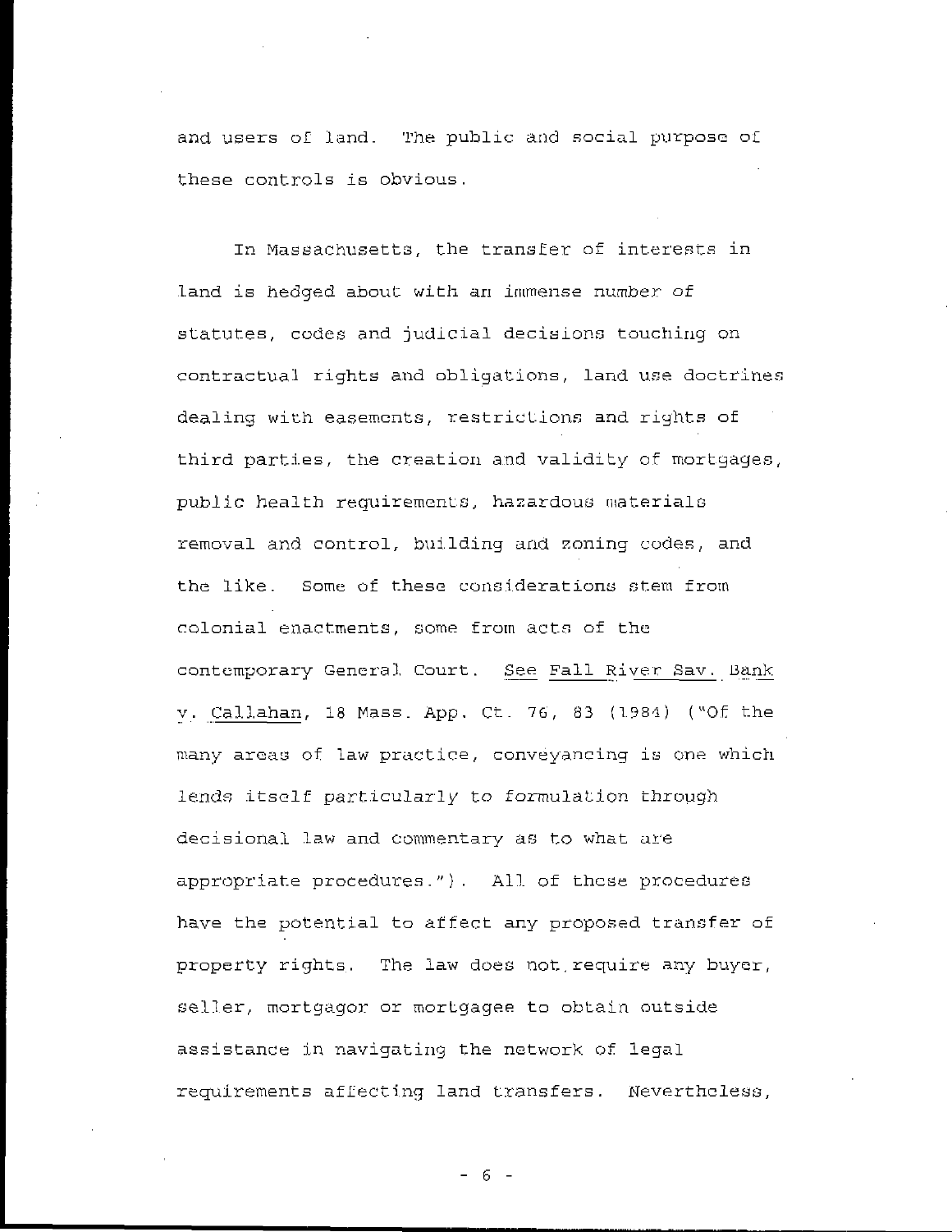and users of land. The public and social purpose of these controls is obvious.

In Massachusetts, the transfer of interests in land is hedged about with an immense number of statutes, codes and judicial decisions touching on contractual rights and obligations, land use doctrines dealing with easements, restrictions and rights of third parties, the creation and validity of mortgages, public health requirements, hazardous materials removal and control, building and zoning codes, and the like. Some of these considerations stem from colonial enactments, some from acts of the contemporary General Court. See Fall River Sav. Bank v. Callahan, 18 Mass. App. Ct. 76, 83 (1984) ("Of the many areas of law practice, conveyancing is one which lends itself particularly to formulation through decisional law and commentary as to what are appropriate procedures."). All of these procedures have the potential to affect any proposed transfer of property rights. The law does not require any buyer, seller, mortgagor or mortgagee to obtain outside assistance in navigating the network of legal requirements affecting land transfers. Nevertheless,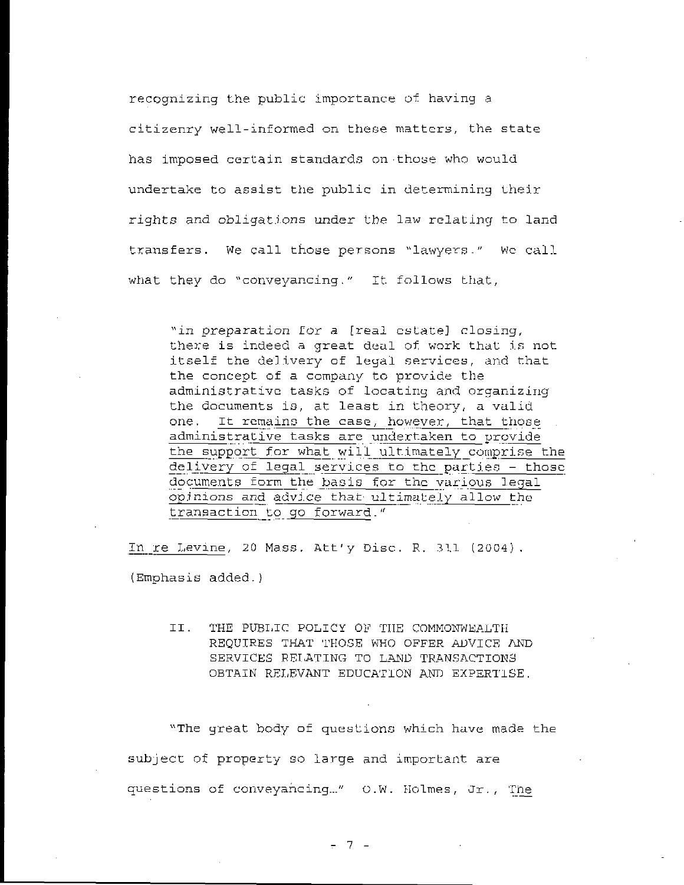recognizing the public importance of having a citizenry well-informed on these matters, the state has imposed certain standards on those who would undertake to assist the public in determining their rights and obligations under the law relating to land transfers. We call those persons "lawyers." We call what they do "conveyancing." It follows that,

> "*in preparation* for a [real estate] closing, there is indeed a great deal of work that is not itself the delivery of legal services, and that the concept of a company to provide the administrative tasks of locating and organizing the documents is, at least in theory, a valid one. It remains the case, however, that those administrative tasks are undertaken to provide the support for what will ultimately comprise the delivery of legal services to the parties - those documents form the basis for the various legal opinions and advice that ultimately allow the transaction to go forward."

In re Levine, 20 Mass. Att'y Disc. R. 311 (2004). (Emphasis added.)

## II. THE PUBLIC POLICY OF THE COMMONWEALTH REQUIRES THAT THOSE WHO OFFER ADVICE AND SERVICES RELATING TO LAND TRANSACTIONS OBTAIN RELEVANT EDUCATION AND EXPERTISE.

"The great body of questions which have made the subject of property so large and important are questions of conveyancing…" O.W. Holmes, Jr., The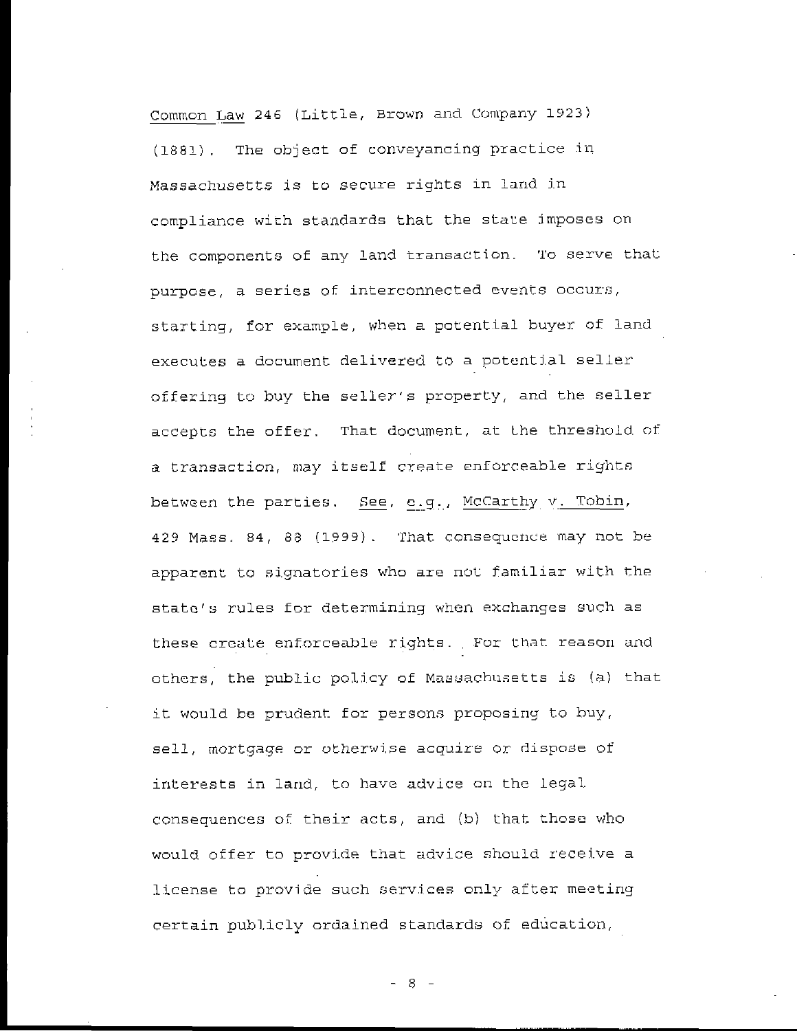Common Law 246 (Little, Brown and Company 1923) (1881). The object of conveyancing practice in Massachusetts is to secure rights in land in compliance with standards that the state imposes on the components of any land transaction. To serve that purpose, a series of interconnected events occurs, starting, for example, when a potential buyer of land executes a document delivered to a potential seller offering to buy the seller's property, and the seller accepts the offer. That document, at the threshold of a transaction, may itself create enforceable rights between the parties. See, e.g., McCarthy v. Tobin, 429 Mass. 84, 88 (1999). That consequence may not be apparent to signatories who are not familiar with the state's rules for determining when exchanges such as these create enforceable rights. For that reason and others, the public policy of Massachusetts is (a) that it would be prudent for persons proposing to buy, sell, mortgage or otherwise acquire or dispose of interests in land, to have advice on the legal consequences of their acts, and (b) that those who would offer to provide that advice should receive a license to provide such services only after meeting certain publicly ordained standards of education,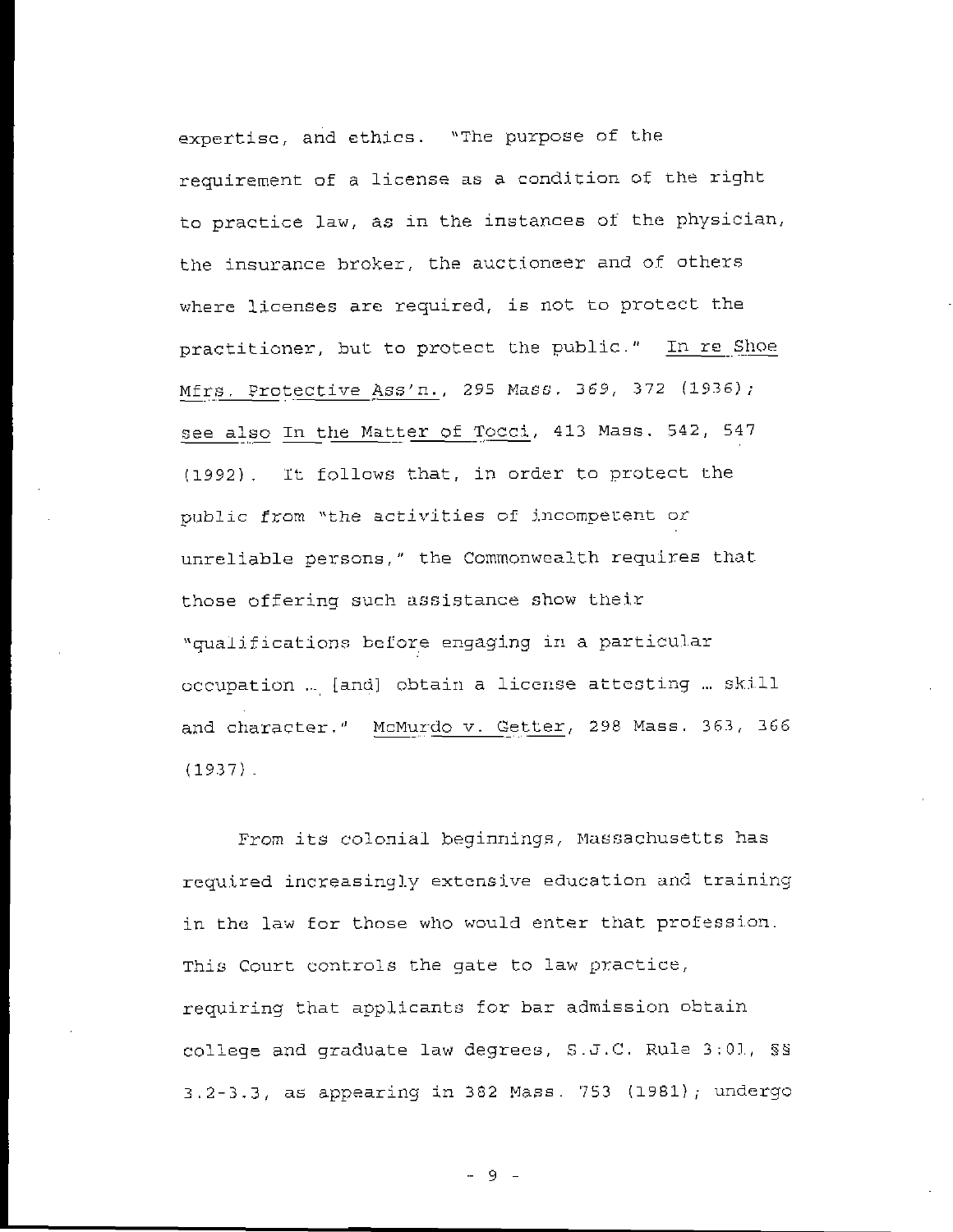expertise, and ethics. "The purpose of the requirement of a license as a condition of the right to practice law, as in the instances of the physician, the insurance broker, the auctioneer and of others where licenses are required, is not to protect the practitioner, but to protect the public." In re Shoe Mfrs. Protective Ass'n., 295 *Mass.* 369, 372 (1936); see also In the Matter of Tocci, 413 Mass. 542, 547 (1992). It follows that, in order to protect the public from "the activities of incompetent or unreliable persons," the Commonwealth requires that those offering such assistance show their "qualifications before engaging in a particular occupation ... [and] obtain a license attesting ... skill and character." McMurdo v. Getter, 298 Mass. 363, 366 (1937).

From its colonial beginnings, Massachusetts has required increasingly extensive education and training in the law for those who would enter that profession. This Court controls the gate to law practice, requiring that applicants for bar admission obtain college and graduate law degrees, S.J.C. Rule 3:01, §§ 3.2-3.3, as appearing in 382 Mass. 753 (1981); undergo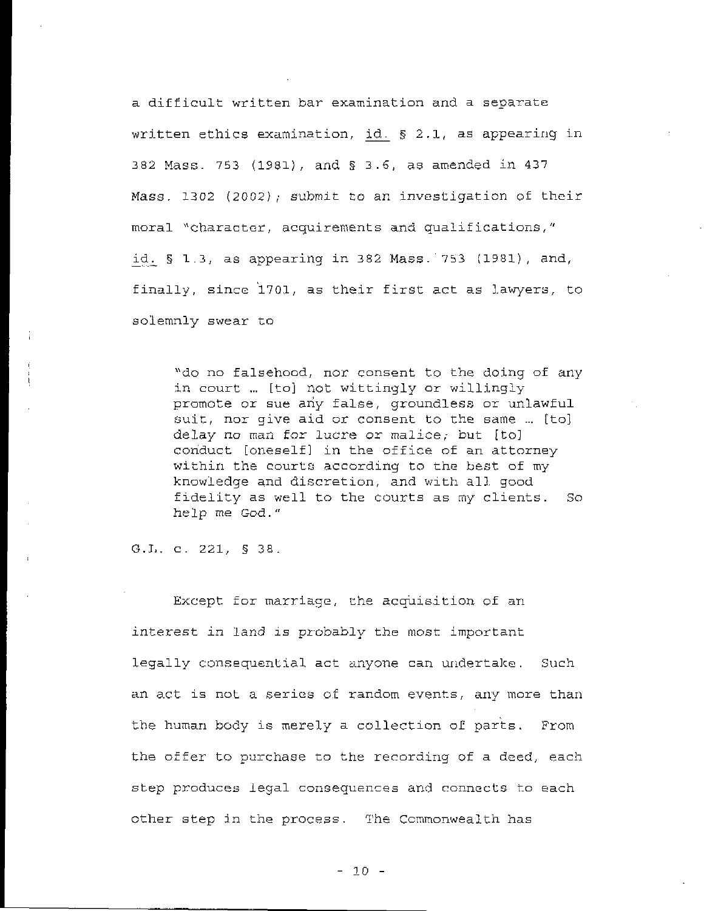a difficult written bar examination and a separate written ethics examination, id. § 2.1, as appearing in 382 Mass. 753 (1981), and § 3.6, as amended in 437 Mass. 1302 (2002); submit to an investigation of their moral "character, acquirements and qualifications," id. § 1.3, as appearing in 382 Mass. 753 (1981), and, finally, since 1701, as their first act as lawyers, to solemnly swear to

> "do no falsehood, nor consent to the doing of any in court … [to] not wittingly or willingly promote or sue any false, groundless or unlawful suit, nor give aid or consent to the same … [to] delay no man for lucre or malice; but [to] conduct [oneself] in the office of an attorney within the courts according to the best of my knowledge and discretion, and with all good fidelity as well to the courts as my clients. So help me God."

G.L. c. 221, § 38.

Except for marriage, the acquisition of an interest in land is probably the most important legally consequential act anyone can undertake. Such an act is not a series of random events, any more than the human body is merely a collection of parts. From the offer to purchase to the recording of a deed, each step produces legal consequences and connects to each other step in the process. The Commonwealth has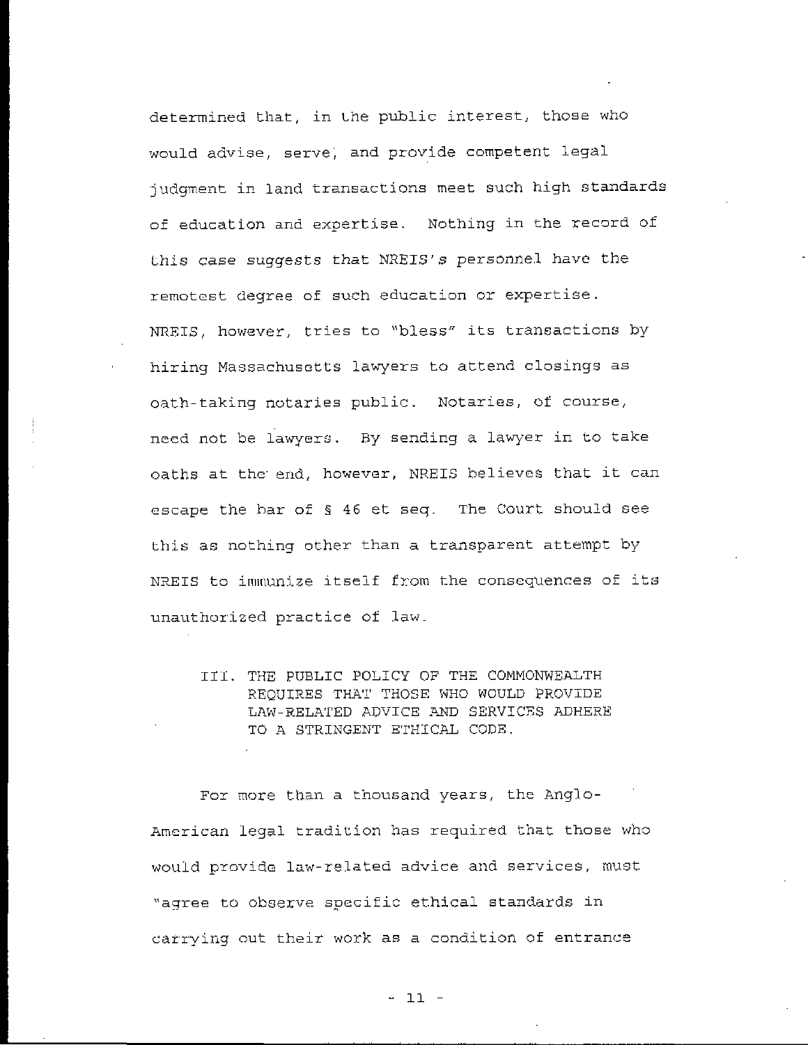determined that, in the public interest, those who would advise, serve, and provide competent legal judgment in land transactions meet such high standards of education and expertise. Nothing in the record of this case suggests that NREIS's personnel have the remotest degree of such education or expertise. NREIS, however, tries to "bless" its transactions by hiring Massachusetts lawyers to attend closings as oath-taking notaries public. Notaries, of course, need not be lawyers. By sending a lawyer in to take oaths at the end, however, NREIS believes that it can escape the bar of § 46 et seq. The Court should see this as nothing other than a transparent attempt by NREIS to immunize itself from the consequences of its unauthorized practice of law.

## III. THE PUBLIC POLICY OF THE COMMONWEALTH REQUIRES THAT THOSE WHO WOULD PROVIDE LAW-RELATED ADVICE AND SERVICES ADHERE TO A STRINGENT ETHICAL CODE.

For more than a thousand years, the Anglo-American legal tradition has required that those who would provide law-related advice and services, must "agree to observe specific ethical standards in carrying out their work as a condition of entrance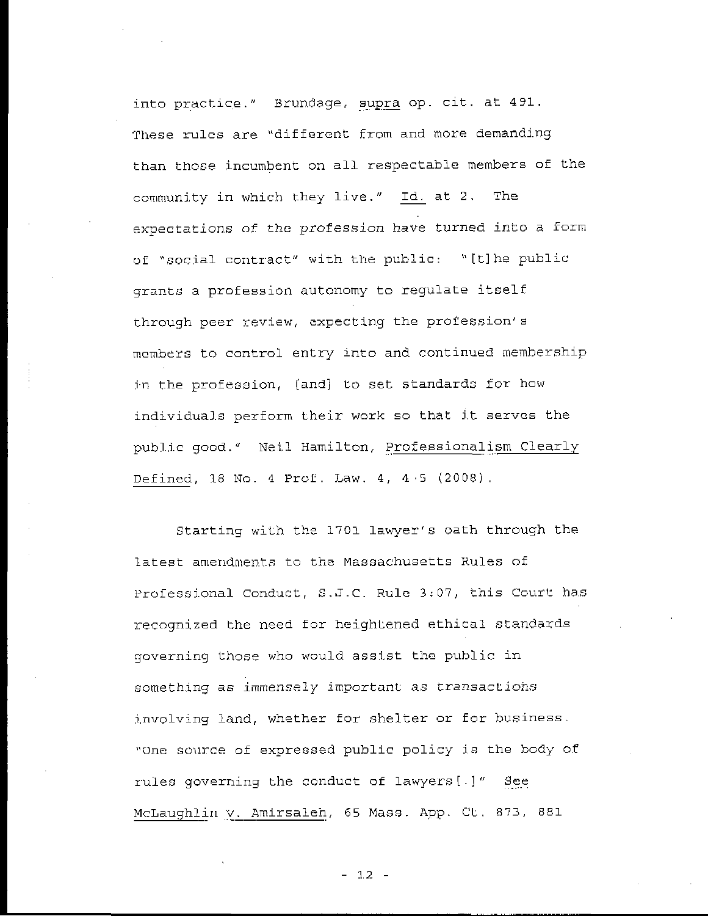into practice." Brundage, supra op. cit. at 491. These rules are "different from and more demanding than those incumbent on all respectable members of the community in which they live." Id. at 2. The expectations of the profession have turned into a form of "social contract" with the public: "[t]he public grants a profession autonomy to regulate itself through peer review, expecting the profession's members to control entry into and continued membership in the profession, [and] to set standards for how individuals perform their work so that it serves the public good." Neil Hamilton, Professionalism Clearly Defined, 18 No. 4 Prof. Law. 4, 4-5 (2008).

Starting with the 1701 lawyer's oath through the latest amendments to the Massachusetts Rules of Professional Conduct, S.J.C. Rule 3:07, this Court has recognized the need for heightened ethical standards governing those who would assist the public in something as immensely important as transactions involving land, whether for shelter or for business. "One source of expressed public policy is the body of rules governing the conduct of lawyers[.]" See McLaughlin v. Amirsaleh, 65 Mass. App. Ct. 873, 881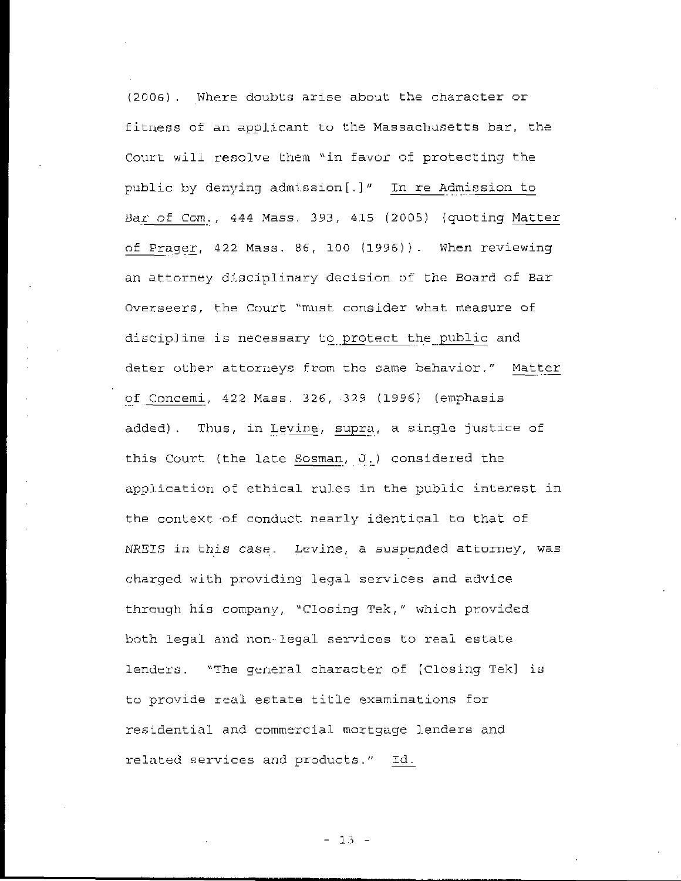(2006). Where doubts arise about the character or fitness of an applicant to the Massachusetts bar, the Court will resolve them "in favor of protecting the public by denying admission[.]" In re Admission to Bar of Com., 444 Mass. 393, 415 (2005) (quoting Matter of Prager, 422 Mass. 86, 100 (1996)). When reviewing an attorney disciplinary decision of the Board of Bar Overseers, the Court "must consider what measure of discipline is necessary to protect the public and deter other attorneys from the same behavior." Matter of Concemi, 422 Mass. 326, 329 (1996) (emphasis added). Thus, in Levine, supra, a single justice of this Court (the late Sosman, J.) considered the application of ethical rules in the public interest in the context of conduct nearly identical to that of NREIS in this case. Levine, a suspended attorney, was charged with providing legal services and advice through his company, "Closing Tek," which provided both legal and non-legal services to real estate lenders. "The general character of [Closing Tek] is to provide real estate title examinations for residential and commercial mortgage lenders and related services and products." Id.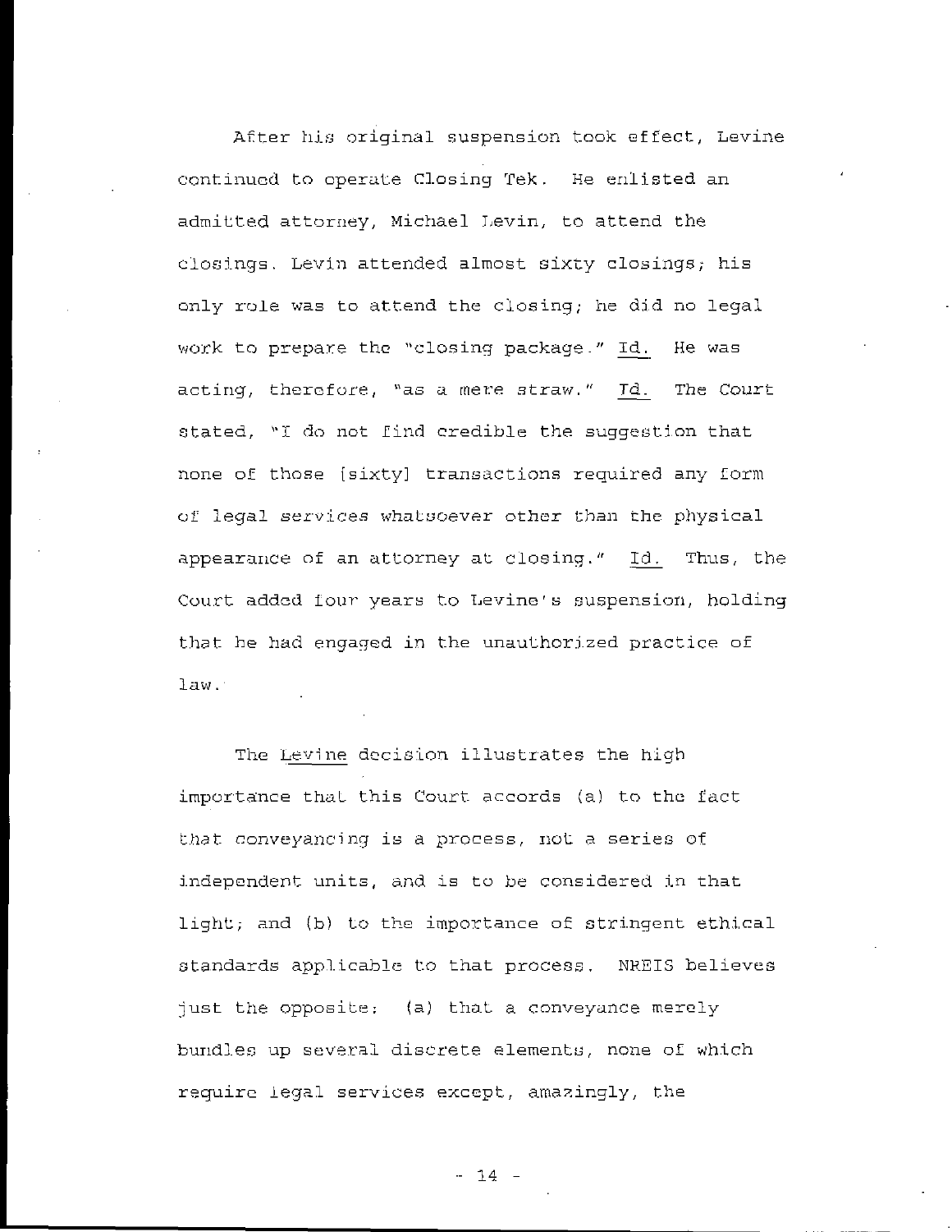After his original suspension took effect, Levine continued to operate Closing Tek. He enlisted an admitted attorney, Michael Levin, to attend the closings. Levin attended almost sixty closings; his only role was to attend the closing; he did no legal work to prepare the "closing package." Id. He was acting, therefore, "as a mere straw." Id. The Court stated, "I do not find credible the suggestion that none of those [sixty] transactions required any form of legal services whatsoever other than the physical appearance of an attorney at closing." Id. Thus, the Court added four years to Levine's suspension, holding that he had engaged in the unauthorized practice of law.

The Levine decision illustrates the high importance that this Court accords (a) to the fact that conveyancing is a process, not a series of independent units, and is to be considered in that light; and (b) to the importance of stringent ethical standards applicable to that process. NREIS believes just the opposite: (a) that a conveyance merely bundles up several discrete elements, none of which require legal services except, amazingly, the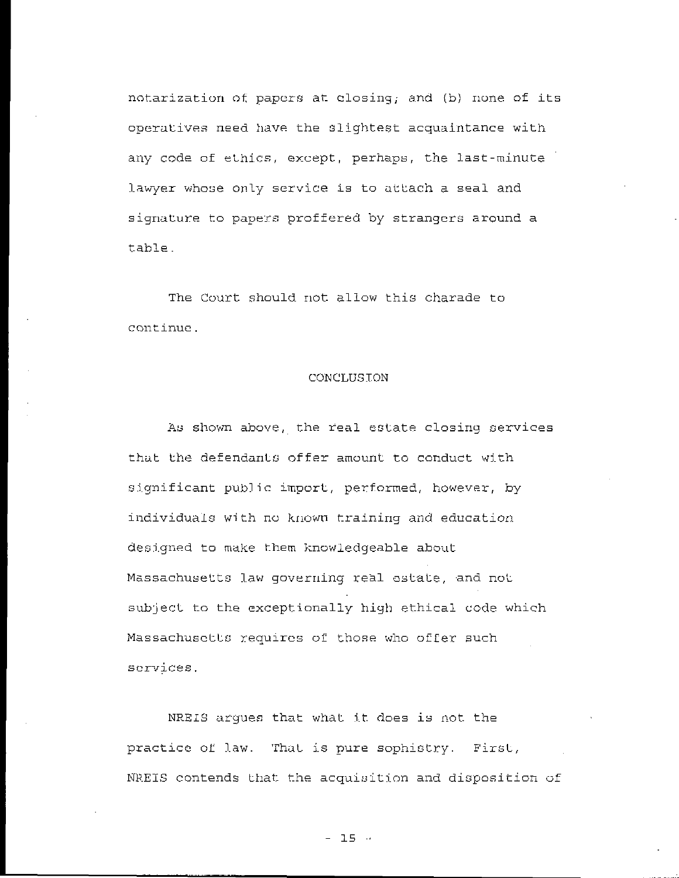notarization of papers at closing; and (b) none of its operatives need have the slightest acquaintance with any code of ethics, except, perhaps, the last-minute lawyer whose only service is to attach a seal and signature to papers proffered by strangers around a table.

The Court should not allow this charade to continue.

## CONCLUSION

As shown above, the real estate closing services that the defendants offer amount to conduct with significant public import, performed, however, by individuals with no known training and education designed to make them knowledgeable about Massachusetts law governing real estate, and not subject to the exceptionally high ethical code which Massachusetts requires of those who offer such services.

NREIS argues that what it does is not the practice of law. That is pure sophistry. First, NREIS contends that the acquisition and disposition of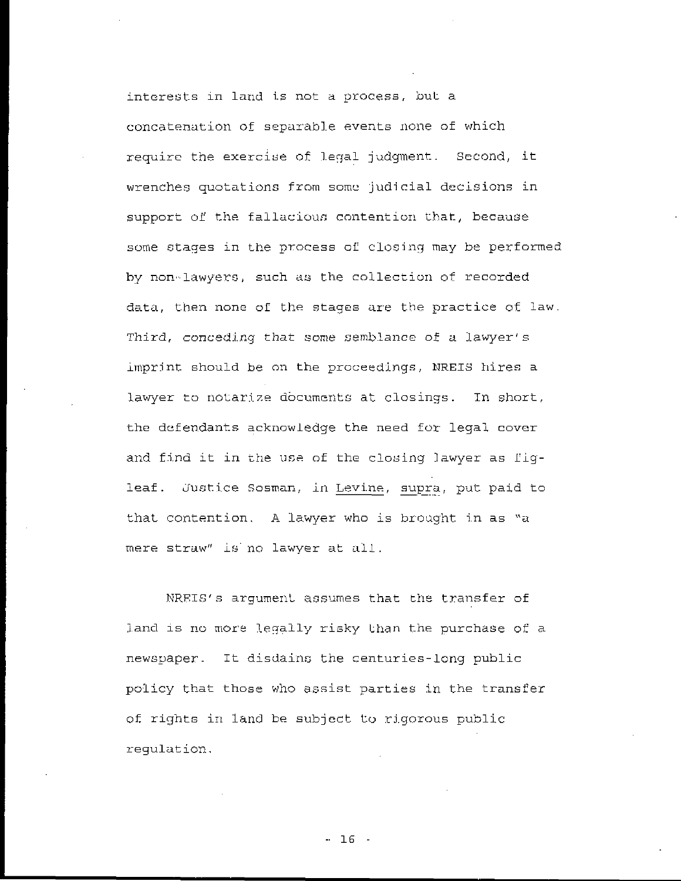interests in land is not a process, but a concatenation of separable events none of which require the exercise of legal judgment. Second, it wrenches quotations from some judicial decisions in support of the fallacious contention that, because some stages in the process of closing may be performed by non-lawyers, such as the collection of recorded data, then none of the stages are the practice of law. Third, *conceding* that some semblance of a lawyer's imprint should be on the proceedings, NREIS hires a lawyer to notarize documents at closings. In short, the defendants acknowledge the need for legal cover and find it in the use of the closing lawyer as fig-leaf. Justice Sosman, in Levine, supra, put paid to that contention. A lawyer who is brought in as "a mere straw" is no lawyer at all.

NREIS's argument assumes that the transfer of land is no more legally risky than the purchase of a newspaper. It disdains the centuries-long public policy that those who assist parties in the transfer of rights in land be subject to rigorous public regulation.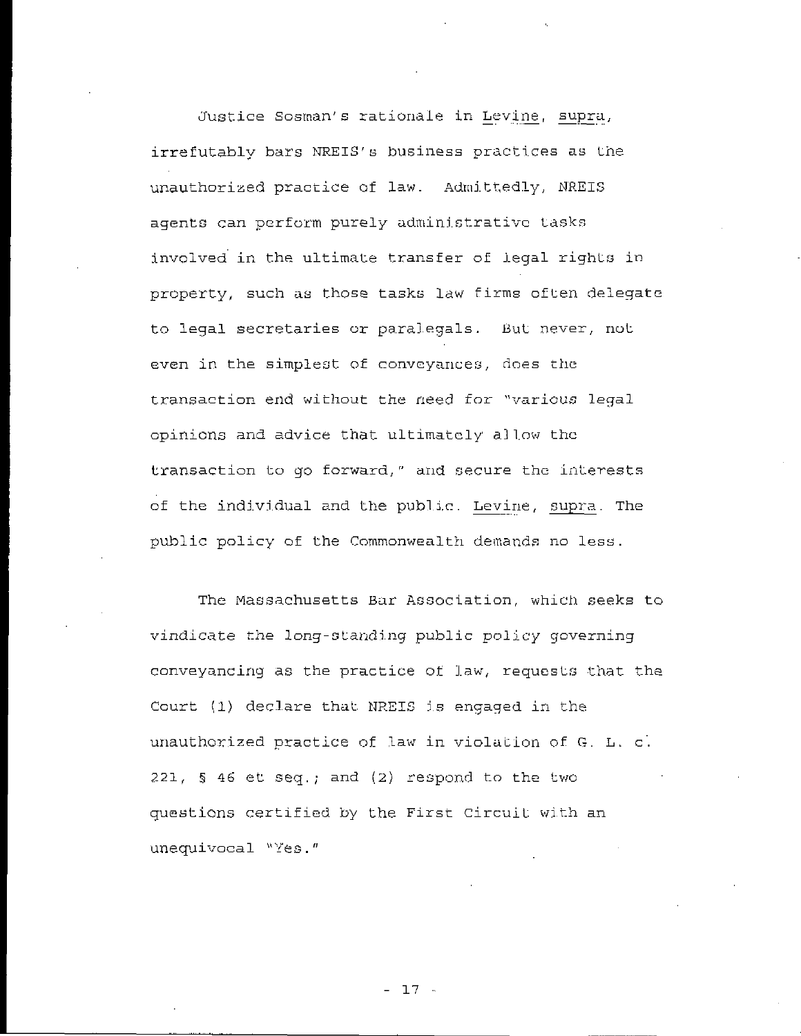Justice Sosman's rationale in Levine, supra, irrefutably bars NREIS's business practices as the unauthorized practice of law. Admittedly, NREIS agents can perform purely administrative tasks involved in the ultimate transfer of legal rights in property, such as those tasks law firms often delegate to legal secretaries or paralegals. But never, not even in the simplest of conveyances, does the transaction end without the need for "various legal opinions and advice that ultimately allow the transaction to go forward," and secure the interests of the individual and the public. Levine, supra. The public policy of the Commonwealth demands no less.

The Massachusetts Bar Association, which seeks to vindicate the long-standing public policy governing conveyancing as the practice of law, requests that the Court (1) declare that NREIS is engaged in the unauthorized practice of law in violation of G. L. c. 221, § 46 et seq.; and (2) respond to the two questions certified by the First Circuit with an unequivocal "Yes."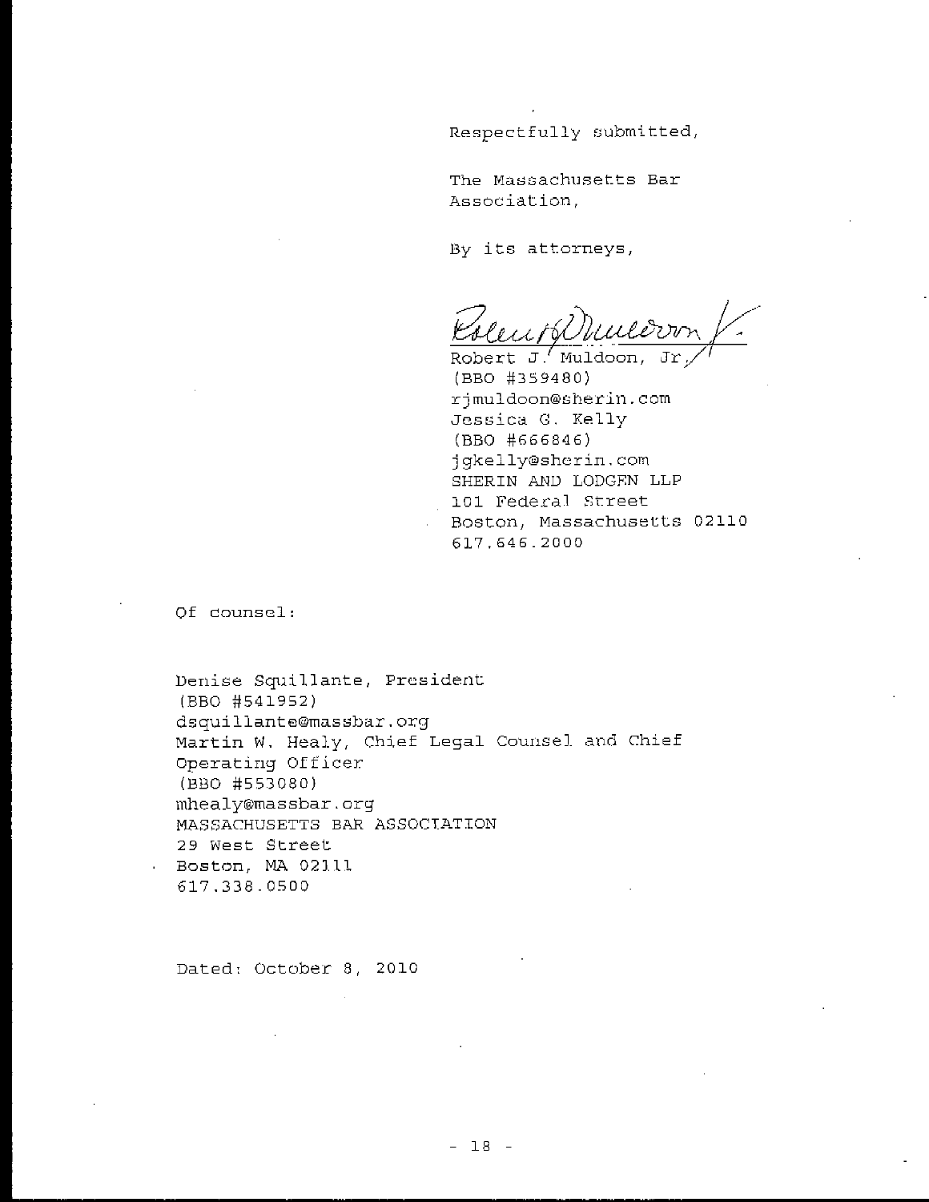Respectfully submitted,

The Massachusetts Bar
Association,

By its attorneys,

Robert J. Muldoon, Jr.
(BBO #359480)
rjmuldoon@sherin.com
Jessica G. Kelly
(BBO #666846)
jgkelly@sherin.com
SHERIN AND LODGEN LLP
101 Federal Street
Boston, Massachusetts 02110
617.646.2000

Of counsel:

Denise Squillante, President
(BBO #541952)
dsquillante@massbar.org
Martin W. Healy, Chief Legal Counsel and Chief
Operating Officer
(BBO #553080)
mhealy@massbar.org
MASSACHUSETTS BAR ASSOCIATION
29 West Street
Boston, MA 02111
617.338.0500

Dated: October 8, 2010